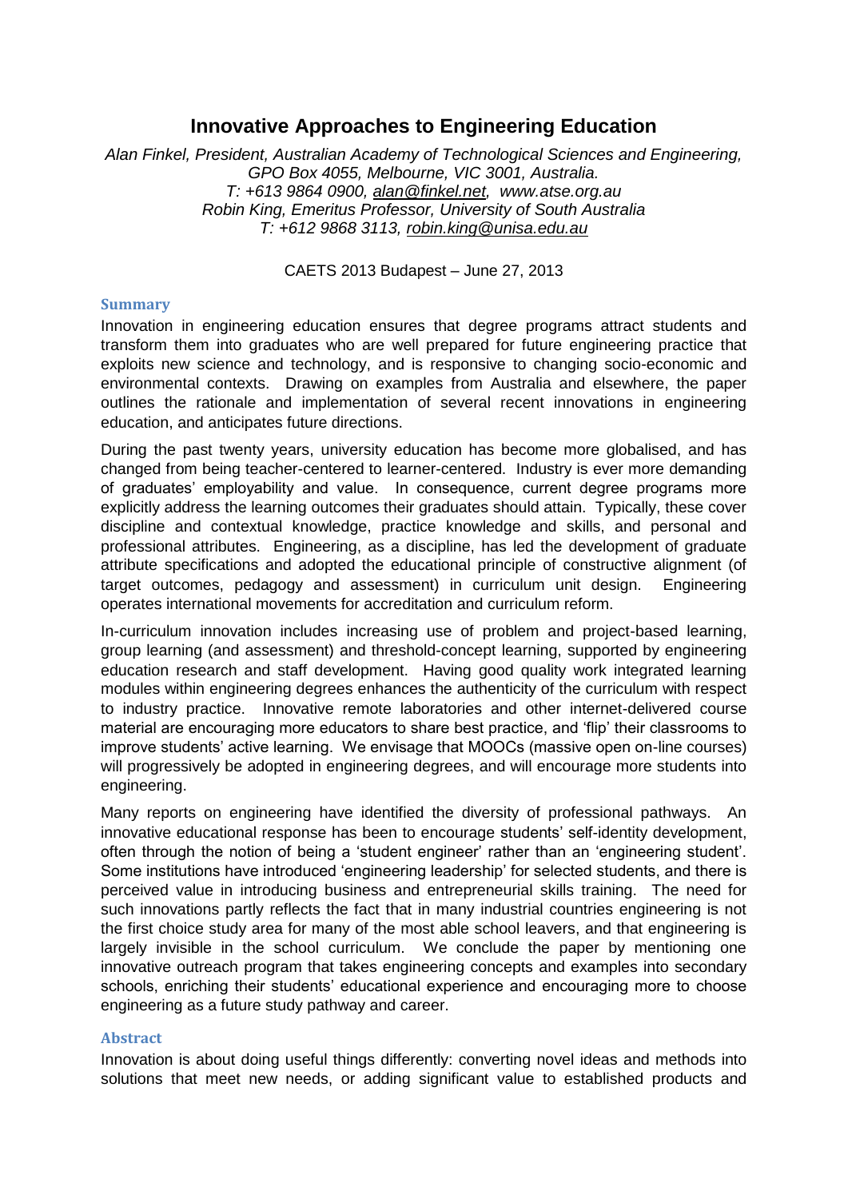# Innovative Approaches to Engineering Education

*Alan Finkel, President, Australian Academy of Technological Sciences and Engineering, GPO Box 4055, Melbourne, VIC 3001, Australia.*
*T: +613 9864 0900, alan@finkel.net, www.atse.org.au*
*Robin King, Emeritus Professor, University of South Australia*
*T: +612 9868 3113, robin.king@unisa.edu.au*

CAETS 2013 Budapest – June 27, 2013

## Summary

Innovation in engineering education ensures that degree programs attract students and transform them into graduates who are well prepared for future engineering practice that exploits new science and technology, and is responsive to changing socio-economic and environmental contexts. Drawing on examples from Australia and elsewhere, the paper outlines the rationale and implementation of several recent innovations in engineering education, and anticipates future directions.

During the past twenty years, university education has become more globalised, and has changed from being teacher-centered to learner-centered. Industry is ever more demanding of graduates' employability and value. In consequence, current degree programs more explicitly address the learning outcomes their graduates should attain. Typically, these cover discipline and contextual knowledge, practice knowledge and skills, and personal and professional attributes. Engineering, as a discipline, has led the development of graduate attribute specifications and adopted the educational principle of constructive alignment (of target outcomes, pedagogy and assessment) in curriculum unit design. Engineering operates international movements for accreditation and curriculum reform.

In-curriculum innovation includes increasing use of problem and project-based learning, group learning (and assessment) and threshold-concept learning, supported by engineering education research and staff development. Having good quality work integrated learning modules within engineering degrees enhances the authenticity of the curriculum with respect to industry practice. Innovative remote laboratories and other internet-delivered course material are encouraging more educators to share best practice, and 'flip' their classrooms to improve students' active learning. We envisage that MOOCs (massive open on-line courses) will progressively be adopted in engineering degrees, and will encourage more students into engineering.

Many reports on engineering have identified the diversity of professional pathways. An innovative educational response has been to encourage students' self-identity development, often through the notion of being a 'student engineer' rather than an 'engineering student'. Some institutions have introduced 'engineering leadership' for selected students, and there is perceived value in introducing business and entrepreneurial skills training. The need for such innovations partly reflects the fact that in many industrial countries engineering is not the first choice study area for many of the most able school leavers, and that engineering is largely invisible in the school curriculum. We conclude the paper by mentioning one innovative outreach program that takes engineering concepts and examples into secondary schools, enriching their students' educational experience and encouraging more to choose engineering as a future study pathway and career.

## Abstract

Innovation is about doing useful things differently: converting novel ideas and methods into solutions that meet new needs, or adding significant value to established products and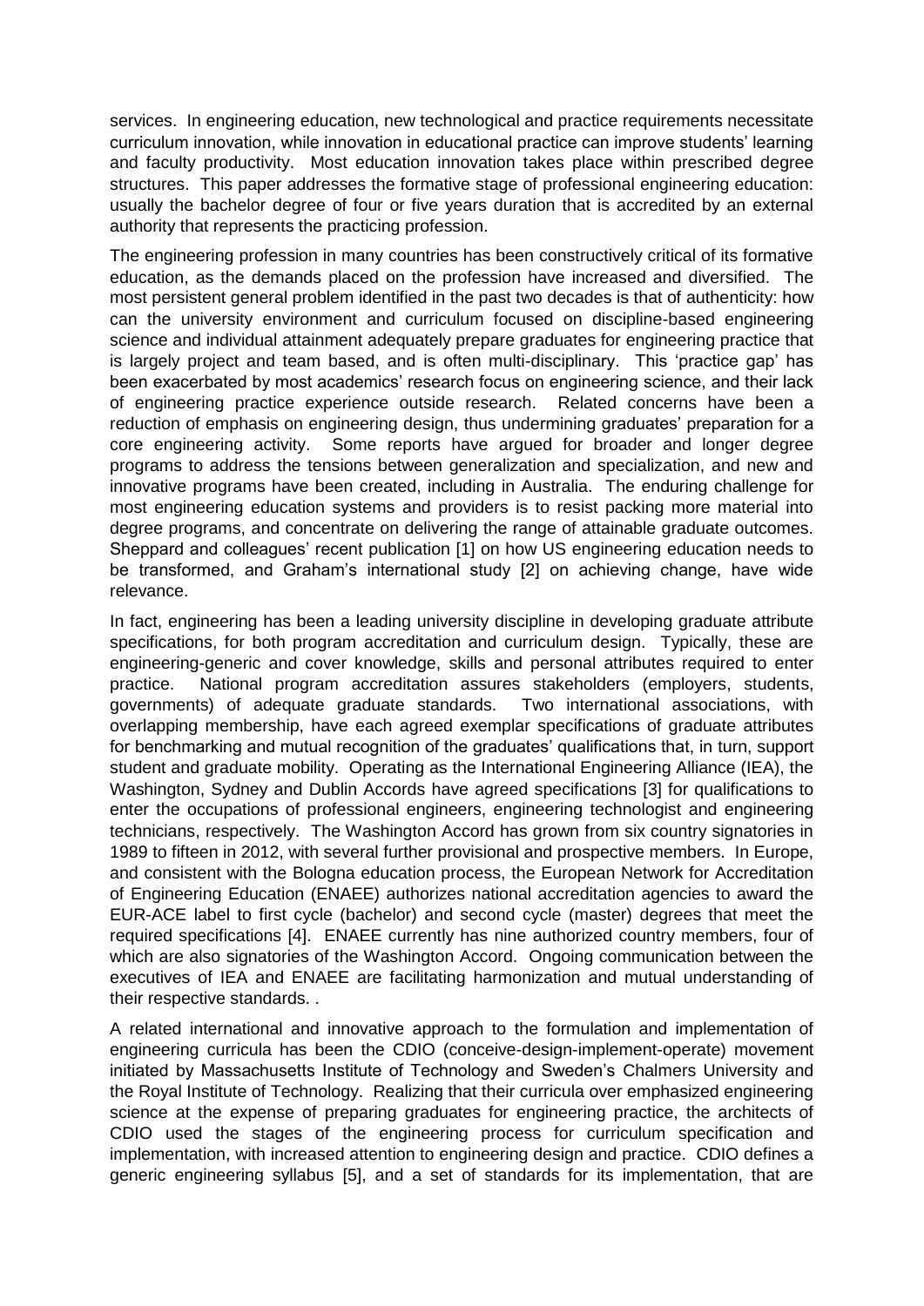services. In engineering education, new technological and practice requirements necessitate curriculum innovation, while innovation in educational practice can improve students' learning and faculty productivity. Most education innovation takes place within prescribed degree structures. This paper addresses the formative stage of professional engineering education: usually the bachelor degree of four or five years duration that is accredited by an external authority that represents the practicing profession.

The engineering profession in many countries has been constructively critical of its formative education, as the demands placed on the profession have increased and diversified. The most persistent general problem identified in the past two decades is that of authenticity: how can the university environment and curriculum focused on discipline-based engineering science and individual attainment adequately prepare graduates for engineering practice that is largely project and team based, and is often multi-disciplinary. This 'practice gap' has been exacerbated by most academics' research focus on engineering science, and their lack of engineering practice experience outside research. Related concerns have been a reduction of emphasis on engineering design, thus undermining graduates' preparation for a core engineering activity. Some reports have argued for broader and longer degree programs to address the tensions between generalization and specialization, and new and innovative programs have been created, including in Australia. The enduring challenge for most engineering education systems and providers is to resist packing more material into degree programs, and concentrate on delivering the range of attainable graduate outcomes. Sheppard and colleagues' recent publication [1] on how US engineering education needs to be transformed, and Graham's international study [2] on achieving change, have wide relevance.

In fact, engineering has been a leading university discipline in developing graduate attribute specifications, for both program accreditation and curriculum design. Typically, these are engineering-generic and cover knowledge, skills and personal attributes required to enter practice. National program accreditation assures stakeholders (employers, students, governments) of adequate graduate standards. Two international associations, with overlapping membership, have each agreed exemplar specifications of graduate attributes for benchmarking and mutual recognition of the graduates' qualifications that, in turn, support student and graduate mobility. Operating as the International Engineering Alliance (IEA), the Washington, Sydney and Dublin Accords have agreed specifications [3] for qualifications to enter the occupations of professional engineers, engineering technologist and engineering technicians, respectively. The Washington Accord has grown from six country signatories in 1989 to fifteen in 2012, with several further provisional and prospective members. In Europe, and consistent with the Bologna education process, the European Network for Accreditation of Engineering Education (ENAEE) authorizes national accreditation agencies to award the EUR-ACE label to first cycle (bachelor) and second cycle (master) degrees that meet the required specifications [4]. ENAEE currently has nine authorized country members, four of which are also signatories of the Washington Accord. Ongoing communication between the executives of IEA and ENAEE are facilitating harmonization and mutual understanding of their respective standards. .

A related international and innovative approach to the formulation and implementation of engineering curricula has been the CDIO (conceive-design-implement-operate) movement initiated by Massachusetts Institute of Technology and Sweden's Chalmers University and the Royal Institute of Technology. Realizing that their curricula over emphasized engineering science at the expense of preparing graduates for engineering practice, the architects of CDIO used the stages of the engineering process for curriculum specification and implementation, with increased attention to engineering design and practice. CDIO defines a generic engineering syllabus [5], and a set of standards for its implementation, that are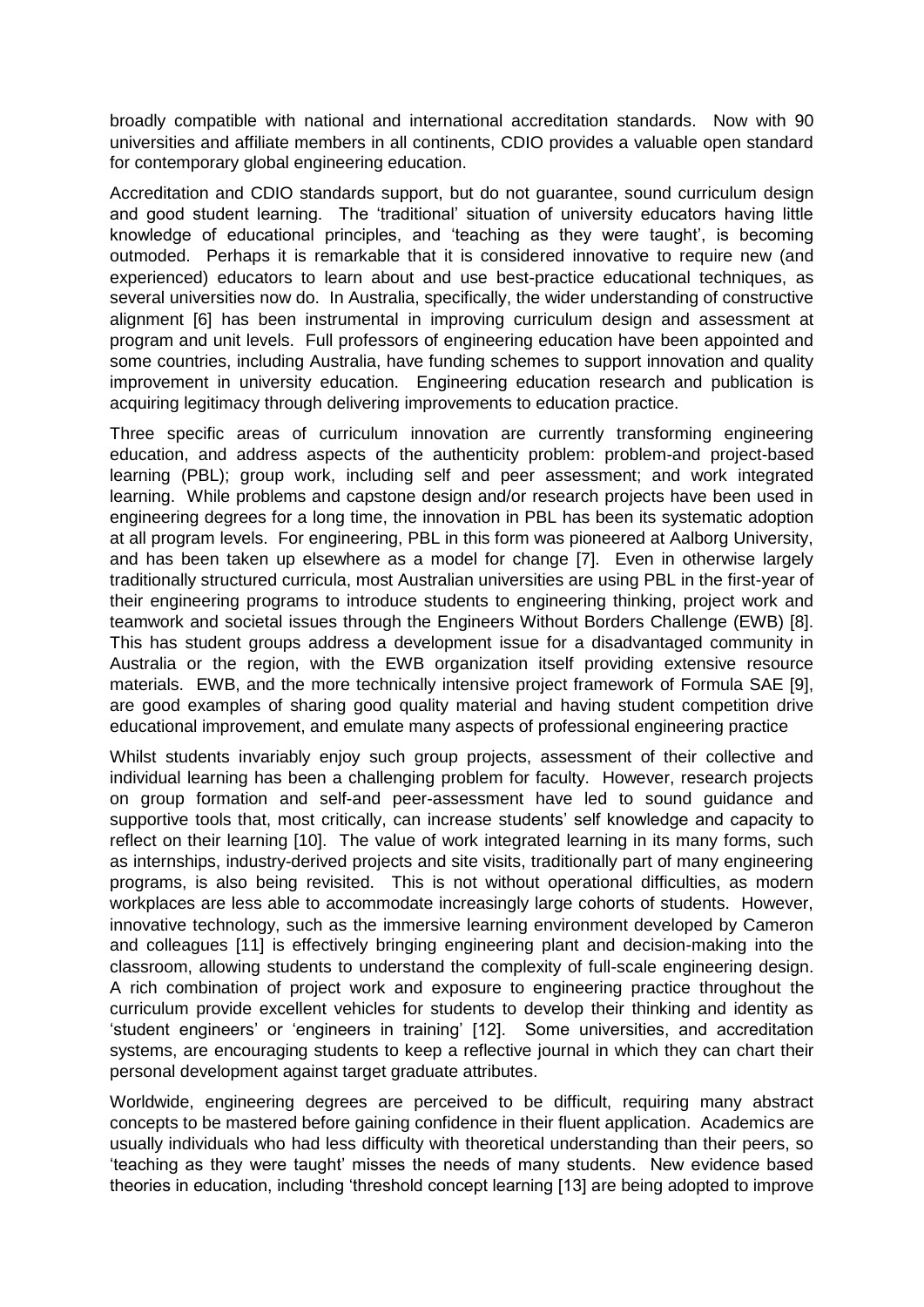broadly compatible with national and international accreditation standards. Now with 90 universities and affiliate members in all continents, CDIO provides a valuable open standard for contemporary global engineering education.

Accreditation and CDIO standards support, but do not guarantee, sound curriculum design and good student learning. The 'traditional' situation of university educators having little knowledge of educational principles, and 'teaching as they were taught', is becoming outmoded. Perhaps it is remarkable that it is considered innovative to require new (and experienced) educators to learn about and use best-practice educational techniques, as several universities now do. In Australia, specifically, the wider understanding of constructive alignment [6] has been instrumental in improving curriculum design and assessment at program and unit levels. Full professors of engineering education have been appointed and some countries, including Australia, have funding schemes to support innovation and quality improvement in university education. Engineering education research and publication is acquiring legitimacy through delivering improvements to education practice.

Three specific areas of curriculum innovation are currently transforming engineering education, and address aspects of the authenticity problem: problem-and project-based learning (PBL); group work, including self and peer assessment; and work integrated learning. While problems and capstone design and/or research projects have been used in engineering degrees for a long time, the innovation in PBL has been its systematic adoption at all program levels. For engineering, PBL in this form was pioneered at Aalborg University, and has been taken up elsewhere as a model for change [7]. Even in otherwise largely traditionally structured curricula, most Australian universities are using PBL in the first-year of their engineering programs to introduce students to engineering thinking, project work and teamwork and societal issues through the Engineers Without Borders Challenge (EWB) [8]. This has student groups address a development issue for a disadvantaged community in Australia or the region, with the EWB organization itself providing extensive resource materials. EWB, and the more technically intensive project framework of Formula SAE [9], are good examples of sharing good quality material and having student competition drive educational improvement, and emulate many aspects of professional engineering practice

Whilst students invariably enjoy such group projects, assessment of their collective and individual learning has been a challenging problem for faculty. However, research projects on group formation and self-and peer-assessment have led to sound guidance and supportive tools that, most critically, can increase students' self knowledge and capacity to reflect on their learning [10]. The value of work integrated learning in its many forms, such as internships, industry-derived projects and site visits, traditionally part of many engineering programs, is also being revisited. This is not without operational difficulties, as modern workplaces are less able to accommodate increasingly large cohorts of students. However, innovative technology, such as the immersive learning environment developed by Cameron and colleagues [11] is effectively bringing engineering plant and decision-making into the classroom, allowing students to understand the complexity of full-scale engineering design. A rich combination of project work and exposure to engineering practice throughout the curriculum provide excellent vehicles for students to develop their thinking and identity as 'student engineers' or 'engineers in training' [12]. Some universities, and accreditation systems, are encouraging students to keep a reflective journal in which they can chart their personal development against target graduate attributes.

Worldwide, engineering degrees are perceived to be difficult, requiring many abstract concepts to be mastered before gaining confidence in their fluent application. Academics are usually individuals who had less difficulty with theoretical understanding than their peers, so 'teaching as they were taught' misses the needs of many students. New evidence based theories in education, including 'threshold concept learning [13] are being adopted to improve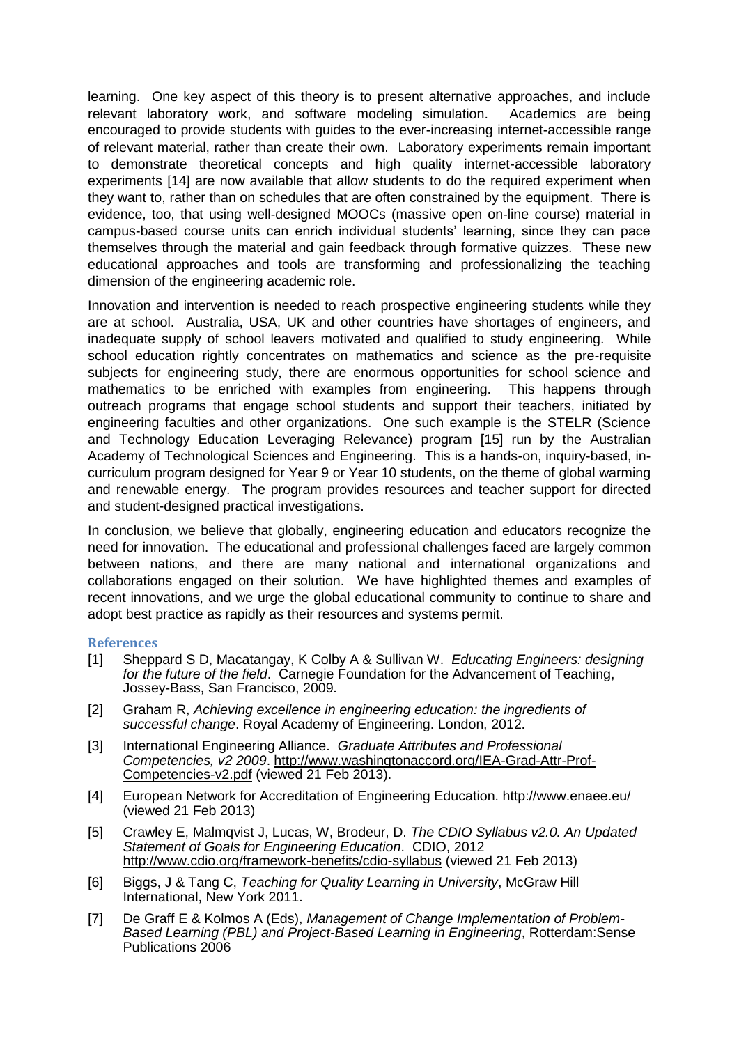learning. One key aspect of this theory is to present alternative approaches, and include relevant laboratory work, and software modeling simulation. Academics are being encouraged to provide students with guides to the ever-increasing internet-accessible range of relevant material, rather than create their own. Laboratory experiments remain important to demonstrate theoretical concepts and high quality internet-accessible laboratory experiments [14] are now available that allow students to do the required experiment when they want to, rather than on schedules that are often constrained by the equipment. There is evidence, too, that using well-designed MOOCs (massive open on-line course) material in campus-based course units can enrich individual students' learning, since they can pace themselves through the material and gain feedback through formative quizzes. These new educational approaches and tools are transforming and professionalizing the teaching dimension of the engineering academic role.

Innovation and intervention is needed to reach prospective engineering students while they are at school. Australia, USA, UK and other countries have shortages of engineers, and inadequate supply of school leavers motivated and qualified to study engineering. While school education rightly concentrates on mathematics and science as the pre-requisite subjects for engineering study, there are enormous opportunities for school science and mathematics to be enriched with examples from engineering. This happens through outreach programs that engage school students and support their teachers, initiated by engineering faculties and other organizations. One such example is the STELR (Science and Technology Education Leveraging Relevance) program [15] run by the Australian Academy of Technological Sciences and Engineering. This is a hands-on, inquiry-based, in-curriculum program designed for Year 9 or Year 10 students, on the theme of global warming and renewable energy. The program provides resources and teacher support for directed and student-designed practical investigations.

In conclusion, we believe that globally, engineering education and educators recognize the need for innovation. The educational and professional challenges faced are largely common between nations, and there are many national and international organizations and collaborations engaged on their solution. We have highlighted themes and examples of recent innovations, and we urge the global educational community to continue to share and adopt best practice as rapidly as their resources and systems permit.

## References

[1] Sheppard S D, Macatangay, K Colby A & Sullivan W. *Educating Engineers: designing for the future of the field*. Carnegie Foundation for the Advancement of Teaching, Jossey-Bass, San Francisco, 2009.

[2] Graham R, *Achieving excellence in engineering education: the ingredients of successful change*. Royal Academy of Engineering. London, 2012.

[3] International Engineering Alliance. *Graduate Attributes and Professional Competencies, v2 2009*. http://www.washingtonaccord.org/IEA-Grad-Attr-Prof-Competencies-v2.pdf (viewed 21 Feb 2013).

[4] European Network for Accreditation of Engineering Education. http://www.enaee.eu/ (viewed 21 Feb 2013)

[5] Crawley E, Malmqvist J, Lucas, W, Brodeur, D. *The CDIO Syllabus v2.0. An Updated Statement of Goals for Engineering Education*. CDIO, 2012 http://www.cdio.org/framework-benefits/cdio-syllabus (viewed 21 Feb 2013)

[6] Biggs, J & Tang C, *Teaching for Quality Learning in University*, McGraw Hill International, New York 2011.

[7] De Graff E & Kolmos A (Eds), *Management of Change Implementation of Problem-Based Learning (PBL) and Project-Based Learning in Engineering*, Rotterdam:Sense Publications 2006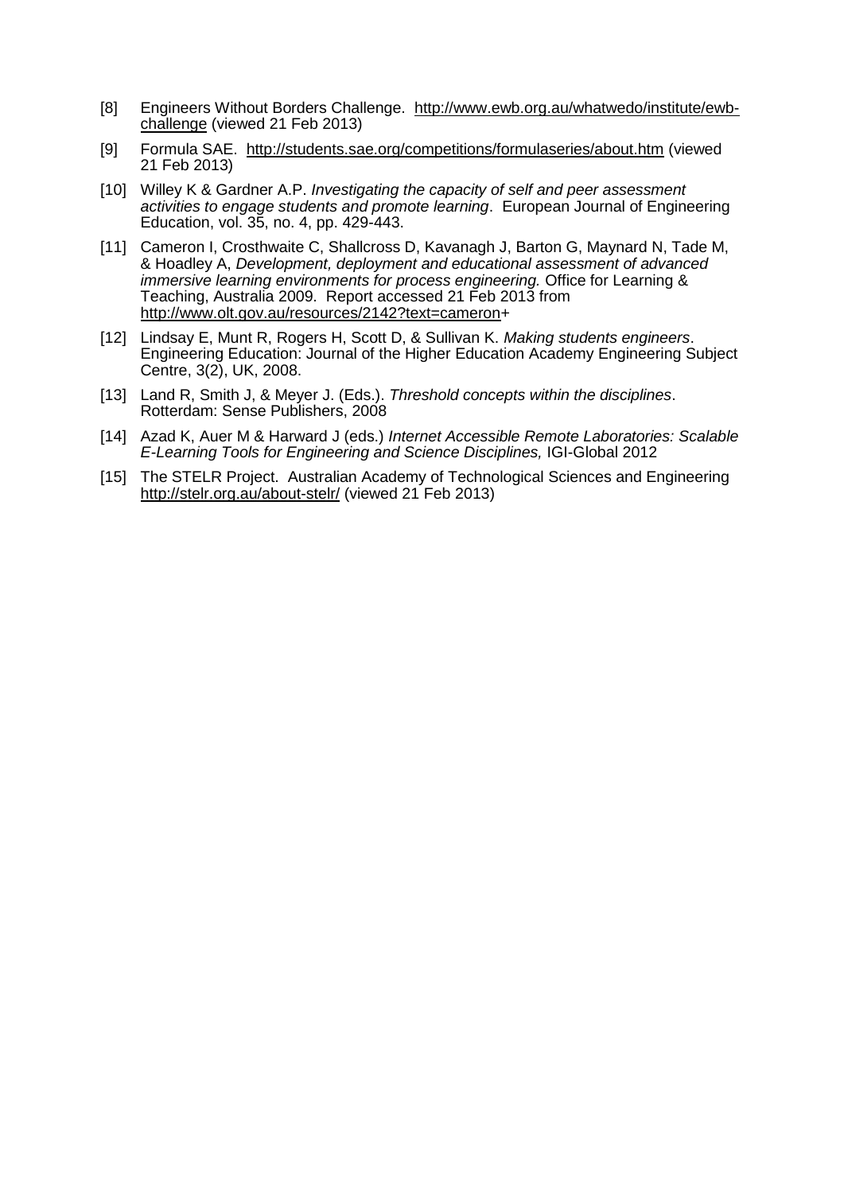[8] Engineers Without Borders Challenge. http://www.ewb.org.au/whatwedo/institute/ewb-challenge (viewed 21 Feb 2013)

[9] Formula SAE. http://students.sae.org/competitions/formulaseries/about.htm (viewed 21 Feb 2013)

[10] Willey K & Gardner A.P. *Investigating the capacity of self and peer assessment activities to engage students and promote learning*. European Journal of Engineering Education, vol. 35, no. 4, pp. 429-443.

[11] Cameron I, Crosthwaite C, Shallcross D, Kavanagh J, Barton G, Maynard N, Tade M, & Hoadley A, *Development, deployment and educational assessment of advanced immersive learning environments for process engineering.* Office for Learning & Teaching, Australia 2009. Report accessed 21 Feb 2013 from http://www.olt.gov.au/resources/2142?text=cameron+

[12] Lindsay E, Munt R, Rogers H, Scott D, & Sullivan K. *Making students engineers*. Engineering Education: Journal of the Higher Education Academy Engineering Subject Centre, 3(2), UK, 2008.

[13] Land R, Smith J, & Meyer J. (Eds.). *Threshold concepts within the disciplines*. Rotterdam: Sense Publishers, 2008

[14] Azad K, Auer M & Harward J (eds.) *Internet Accessible Remote Laboratories: Scalable E-Learning Tools for Engineering and Science Disciplines,* IGI-Global 2012

[15] The STELR Project. Australian Academy of Technological Sciences and Engineering http://stelr.org.au/about-stelr/ (viewed 21 Feb 2013)